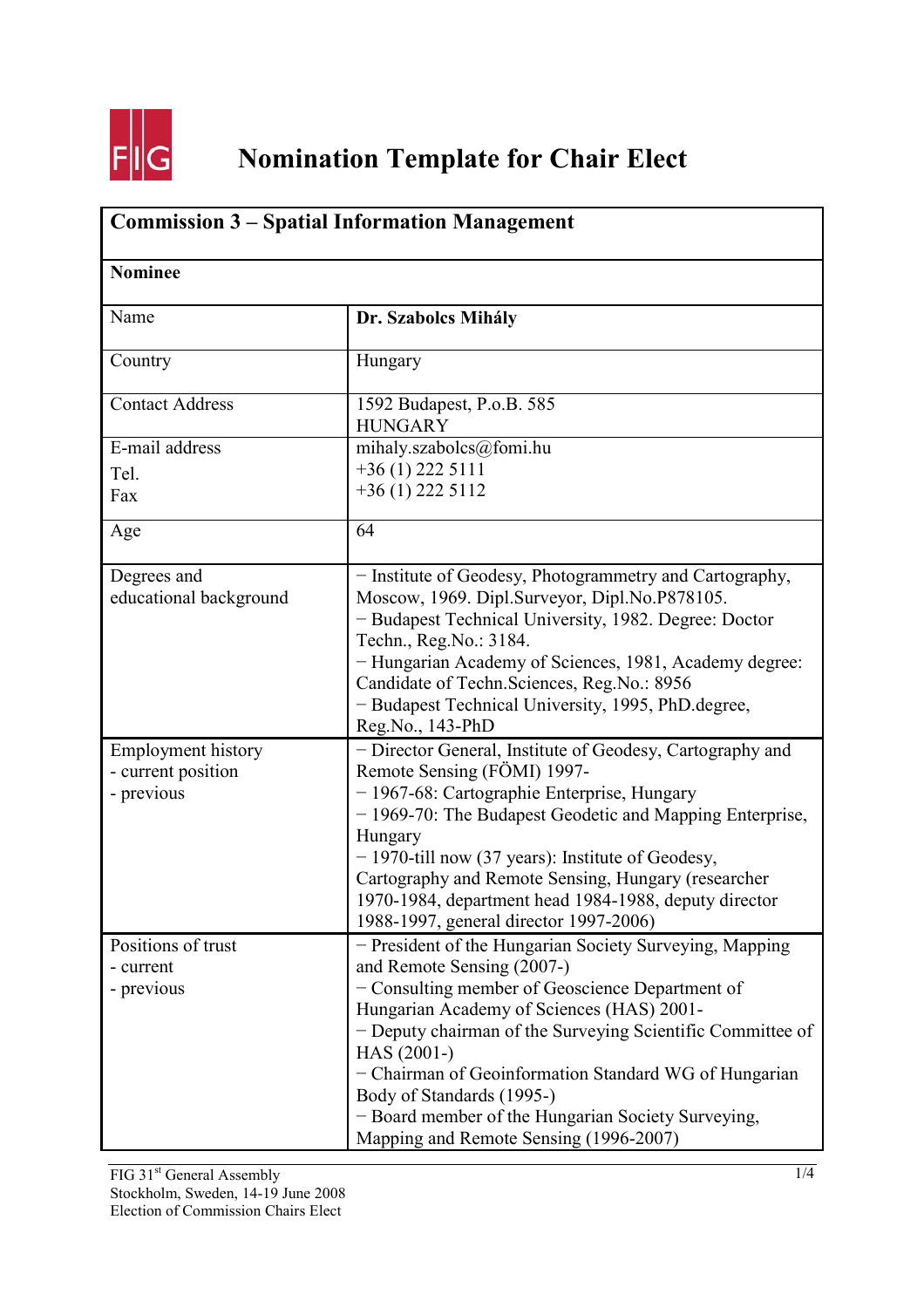# Nomination Template for Chair Elect

| **Commission 3 – Spatial Information Management** | |
|---|---|
| **Nominee** | |
| Name | **Dr. Szabolcs Mihály** |
| Country | Hungary |
| Contact Address | 1592 Budapest, P.o.B. 585<br>HUNGARY |
| E-mail address<br>Tel.<br>Fax | mihaly.szabolcs@fomi.hu<br>+36 (1) 222 5111<br>+36 (1) 222 5112 |
| Age | 64 |
| Degrees and educational background | − Institute of Geodesy, Photogrammetry and Cartography, Moscow, 1969. Dipl.Surveyor, Dipl.No.P878105.<br>− Budapest Technical University, 1982. Degree: Doctor Techn., Reg.No.: 3184.<br>− Hungarian Academy of Sciences, 1981, Academy degree: Candidate of Techn.Sciences, Reg.No.: 8956<br>− Budapest Technical University, 1995, PhD.degree, Reg.No., 143-PhD |
| Employment history<br>- current position<br>- previous | − Director General, Institute of Geodesy, Cartography and Remote Sensing (FÖMI) 1997-<br>− 1967-68: Cartographie Enterprise, Hungary<br>− 1969-70: The Budapest Geodetic and Mapping Enterprise, Hungary<br>− 1970-till now (37 years): Institute of Geodesy, Cartography and Remote Sensing, Hungary (researcher 1970-1984, department head 1984-1988, deputy director 1988-1997, general director 1997-2006) |
| Positions of trust<br>- current<br>- previous | − President of the Hungarian Society Surveying, Mapping and Remote Sensing (2007-)<br>− Consulting member of Geoscience Department of Hungarian Academy of Sciences (HAS) 2001-<br>− Deputy chairman of the Surveying Scientific Committee of HAS (2001-)<br>− Chairman of Geoinformation Standard WG of Hungarian Body of Standards (1995-)<br>− Board member of the Hungarian Society Surveying, Mapping and Remote Sensing (1996-2007) |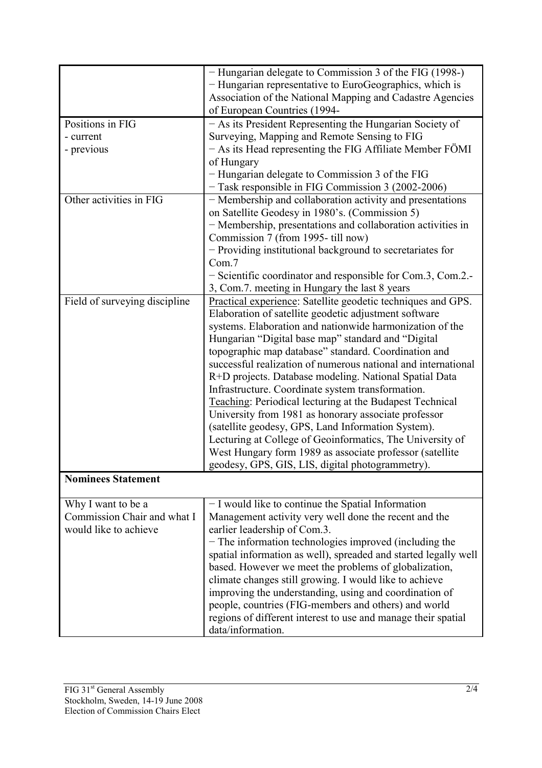| | |
|---|---|
| | − Hungarian delegate to Commission 3 of the FIG (1998-)<br>− Hungarian representative to EuroGeographics, which is Association of the National Mapping and Cadastre Agencies of European Countries (1994- |
| Positions in FIG<br>- current<br>- previous | − As its President Representing the Hungarian Society of Surveying, Mapping and Remote Sensing to FIG<br>− As its Head representing the FIG Affiliate Member FÖMI of Hungary<br>− Hungarian delegate to Commission 3 of the FIG<br>− Task responsible in FIG Commission 3 (2002-2006) |
| Other activities in FIG | − Membership and collaboration activity and presentations on Satellite Geodesy in 1980's. (Commission 5)<br>− Membership, presentations and collaboration activities in Commission 7 (from 1995- till now)<br>− Providing institutional background to secretariates for Com.7<br>− Scientific coordinator and responsible for Com.3, Com.2.-3, Com.7. meeting in Hungary the last 8 years |
| Field of surveying discipline | Practical experience: Satellite geodetic techniques and GPS. Elaboration of satellite geodetic adjustment software systems. Elaboration and nationwide harmonization of the Hungarian "Digital base map" standard and "Digital topographic map database" standard. Coordination and successful realization of numerous national and international R+D projects. Database modeling. National Spatial Data Infrastructure. Coordinate system transformation.<br>Teaching: Periodical lecturing at the Budapest Technical University from 1981 as honorary associate professor (satellite geodesy, GPS, Land Information System). Lecturing at College of Geoinformatics, The University of West Hungary form 1989 as associate professor (satellite geodesy, GPS, GIS, LIS, digital photogrammetry). |
| **Nominees Statement** | |
| Why I want to be a Commission Chair and what I would like to achieve | − I would like to continue the Spatial Information Management activity very well done the recent and the earlier leadership of Com.3.<br>− The information technologies improved (including the spatial information as well), spreaded and started legally well based. However we meet the problems of globalization, climate changes still growing. I would like to achieve improving the understanding, using and coordination of people, countries (FIG-members and others) and world regions of different interest to use and manage their spatial data/information. |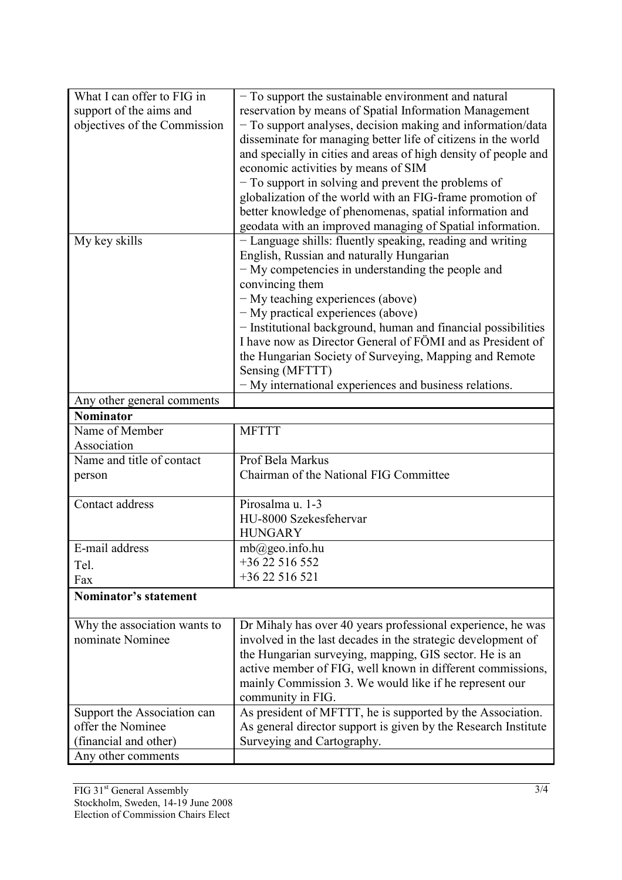| What I can offer to FIG in support of the aims and objectives of the Commission | − To support the sustainable environment and natural reservation by means of Spatial Information Management<br>− To support analyses, decision making and information/data disseminate for managing better life of citizens in the world and specially in cities and areas of high density of people and economic activities by means of SIM<br>− To support in solving and prevent the problems of globalization of the world with an FIG-frame promotion of better knowledge of phenomenas, spatial information and geodata with an improved managing of Spatial information. |
|---|---|
| My key skills | − Language shills: fluently speaking, reading and writing English, Russian and naturally Hungarian<br>− My competencies in understanding the people and convincing them<br>− My teaching experiences (above)<br>− My practical experiences (above)<br>− Institutional background, human and financial possibilities I have now as Director General of FÖMI and as President of the Hungarian Society of Surveying, Mapping and Remote Sensing (MFTTT)<br>− My international experiences and business relations. |
| Any other general comments | |
| **Nominator** | |
| Name of Member Association | MFTTT |
| Name and title of contact person | Prof Bela Markus<br>Chairman of the National FIG Committee |
| Contact address | Pirosalma u. 1-3<br>HU-8000 Szekesfehervar<br>HUNGARY |
| E-mail address<br>Tel.<br>Fax | mb@geo.info.hu<br>+36 22 516 552<br>+36 22 516 521 |
| **Nominator's statement** | |
| Why the association wants to nominate Nominee | Dr Mihaly has over 40 years professional experience, he was involved in the last decades in the strategic development of the Hungarian surveying, mapping, GIS sector. He is an active member of FIG, well known in different commissions, mainly Commission 3. We would like if he represent our community in FIG. |
| Support the Association can offer the Nominee (financial and other) | As president of MFTTT, he is supported by the Association. As general director support is given by the Research Institute Surveying and Cartography. |
| Any other comments | |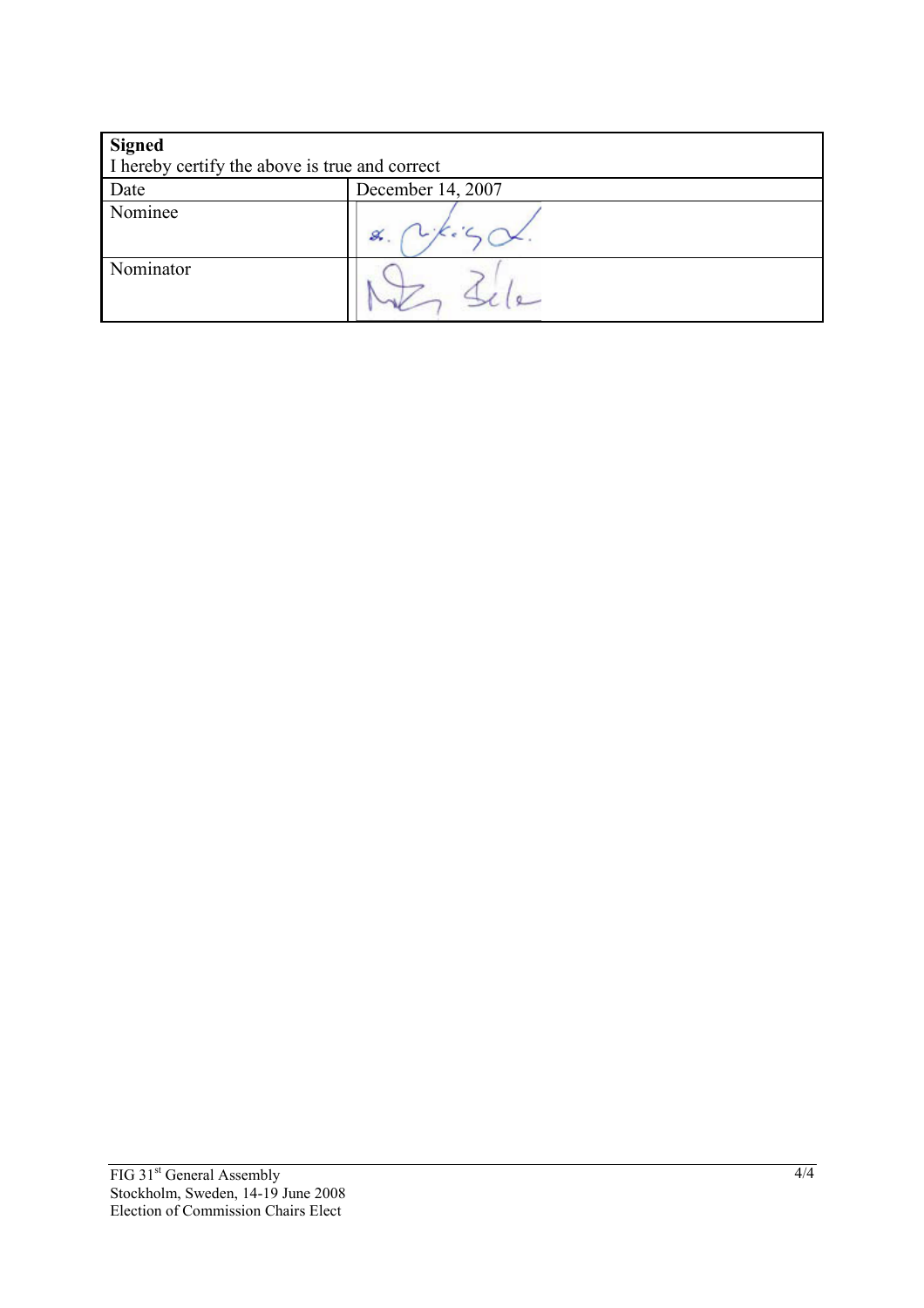| **Signed**<br>I hereby certify the above is true and correct | |
|---|---|
| Date | December 14, 2007 |
| Nominee | |
| Nominator | |